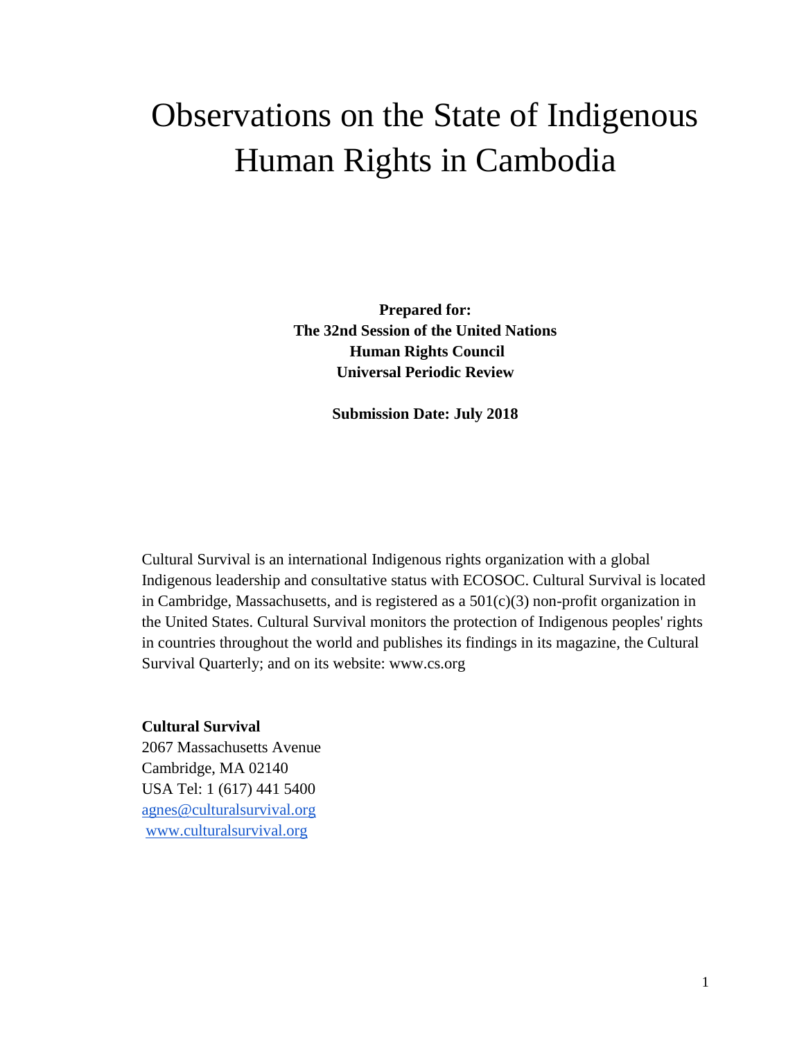# Observations on the State of Indigenous Human Rights in Cambodia

**Prepared for:**
**The 32nd Session of the United Nations Human Rights Council Universal Periodic Review**

**Submission Date: July 2018**

Cultural Survival is an international Indigenous rights organization with a global Indigenous leadership and consultative status with ECOSOC. Cultural Survival is located in Cambridge, Massachusetts, and is registered as a 501(c)(3) non-profit organization in the United States. Cultural Survival monitors the protection of Indigenous peoples' rights in countries throughout the world and publishes its findings in its magazine, the Cultural Survival Quarterly; and on its website: www.cs.org

**Cultural Survival**
2067 Massachusetts Avenue
Cambridge, MA 02140
USA Tel: 1 (617) 441 5400
agnes@culturalsurvival.org
www.culturalsurvival.org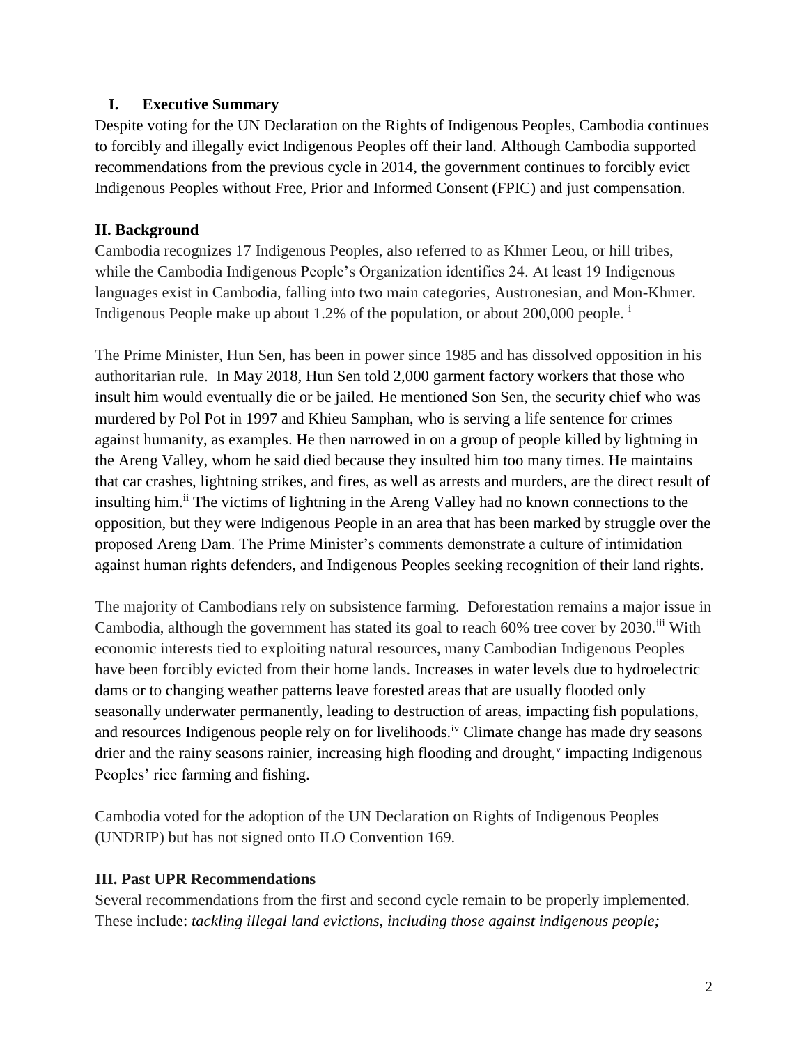## I. Executive Summary

Despite voting for the UN Declaration on the Rights of Indigenous Peoples, Cambodia continues to forcibly and illegally evict Indigenous Peoples off their land. Although Cambodia supported recommendations from the previous cycle in 2014, the government continues to forcibly evict Indigenous Peoples without Free, Prior and Informed Consent (FPIC) and just compensation.

## II. Background

Cambodia recognizes 17 Indigenous Peoples, also referred to as Khmer Leou, or hill tribes, while the Cambodia Indigenous People's Organization identifies 24. At least 19 Indigenous languages exist in Cambodia, falling into two main categories, Austronesian, and Mon-Khmer. Indigenous People make up about 1.2% of the population, or about 200,000 people. [i]

The Prime Minister, Hun Sen, has been in power since 1985 and has dissolved opposition in his authoritarian rule. In May 2018, Hun Sen told 2,000 garment factory workers that those who insult him would eventually die or be jailed. He mentioned Son Sen, the security chief who was murdered by Pol Pot in 1997 and Khieu Samphan, who is serving a life sentence for crimes against humanity, as examples. He then narrowed in on a group of people killed by lightning in the Areng Valley, whom he said died because they insulted him too many times. He maintains that car crashes, lightning strikes, and fires, as well as arrests and murders, are the direct result of insulting him.[ii] The victims of lightning in the Areng Valley had no known connections to the opposition, but they were Indigenous People in an area that has been marked by struggle over the proposed Areng Dam. The Prime Minister's comments demonstrate a culture of intimidation against human rights defenders, and Indigenous Peoples seeking recognition of their land rights.

The majority of Cambodians rely on subsistence farming. Deforestation remains a major issue in Cambodia, although the government has stated its goal to reach 60% tree cover by 2030.[iii] With economic interests tied to exploiting natural resources, many Cambodian Indigenous Peoples have been forcibly evicted from their home lands. Increases in water levels due to hydroelectric dams or to changing weather patterns leave forested areas that are usually flooded only seasonally underwater permanently, leading to destruction of areas, impacting fish populations, and resources Indigenous people rely on for livelihoods.[iv] Climate change has made dry seasons drier and the rainy seasons rainier, increasing high flooding and drought,[v] impacting Indigenous Peoples' rice farming and fishing.

Cambodia voted for the adoption of the UN Declaration on Rights of Indigenous Peoples (UNDRIP) but has not signed onto ILO Convention 169.

## III. Past UPR Recommendations

Several recommendations from the first and second cycle remain to be properly implemented. These include: *tackling illegal land evictions, including those against indigenous people;*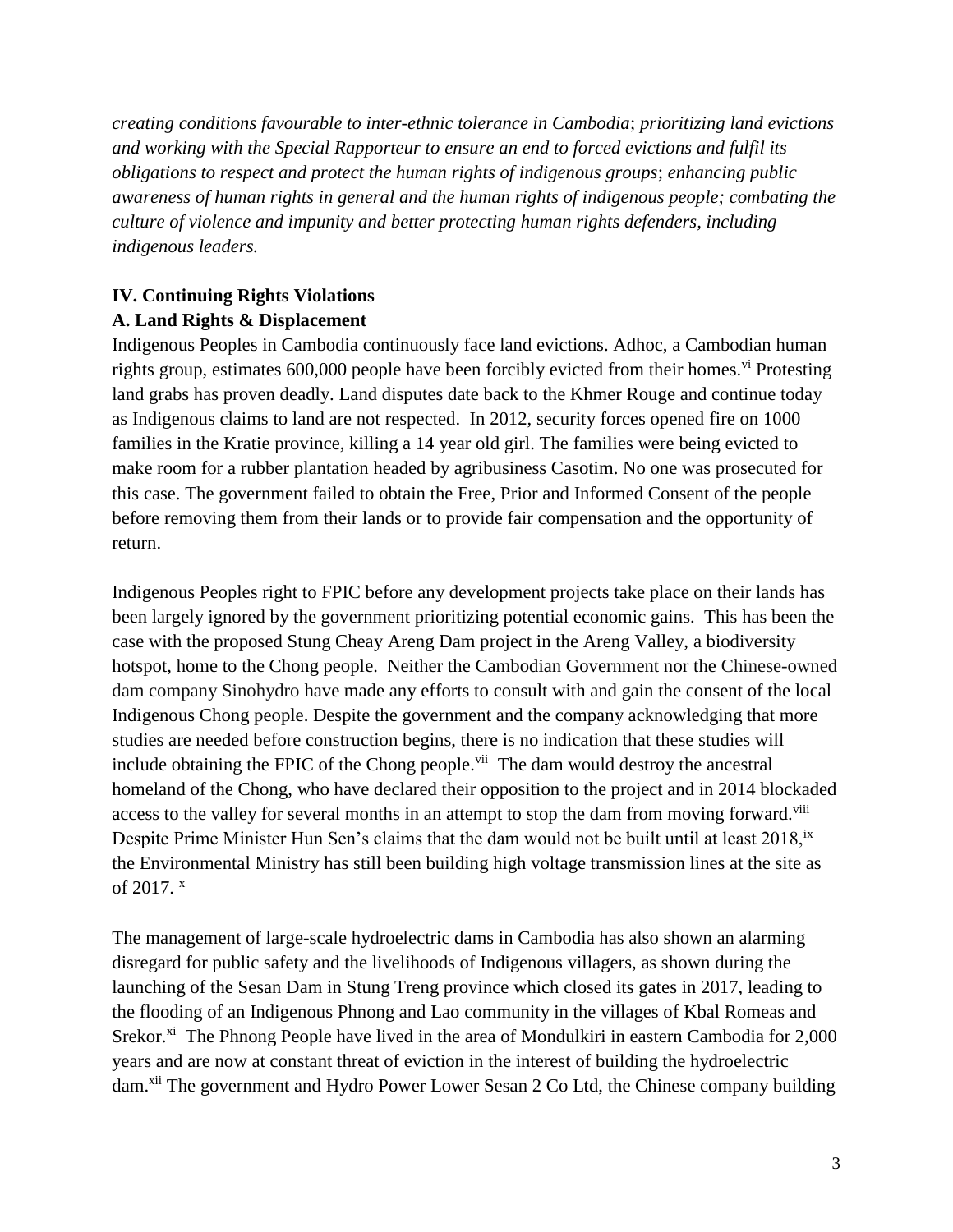*creating conditions favourable to inter-ethnic tolerance in Cambodia*; *prioritizing land evictions and working with the Special Rapporteur to ensure an end to forced evictions and fulfil its obligations to respect and protect the human rights of indigenous groups*; *enhancing public awareness of human rights in general and the human rights of indigenous people; combating the culture of violence and impunity and better protecting human rights defenders, including indigenous leaders.*

## IV. Continuing Rights Violations

### A. Land Rights & Displacement

Indigenous Peoples in Cambodia continuously face land evictions. Adhoc, a Cambodian human rights group, estimates 600,000 people have been forcibly evicted from their homes.[vi] Protesting land grabs has proven deadly. Land disputes date back to the Khmer Rouge and continue today as Indigenous claims to land are not respected. In 2012, security forces opened fire on 1000 families in the Kratie province, killing a 14 year old girl. The families were being evicted to make room for a rubber plantation headed by agribusiness Casotim. No one was prosecuted for this case. The government failed to obtain the Free, Prior and Informed Consent of the people before removing them from their lands or to provide fair compensation and the opportunity of return.

Indigenous Peoples right to FPIC before any development projects take place on their lands has been largely ignored by the government prioritizing potential economic gains. This has been the case with the proposed Stung Cheay Areng Dam project in the Areng Valley, a biodiversity hotspot, home to the Chong people. Neither the Cambodian Government nor the Chinese-owned dam company Sinohydro have made any efforts to consult with and gain the consent of the local Indigenous Chong people. Despite the government and the company acknowledging that more studies are needed before construction begins, there is no indication that these studies will include obtaining the FPIC of the Chong people.[vii] The dam would destroy the ancestral homeland of the Chong, who have declared their opposition to the project and in 2014 blockaded access to the valley for several months in an attempt to stop the dam from moving forward.[viii] Despite Prime Minister Hun Sen's claims that the dam would not be built until at least 2018,[ix] the Environmental Ministry has still been building high voltage transmission lines at the site as of 2017.[x]

The management of large-scale hydroelectric dams in Cambodia has also shown an alarming disregard for public safety and the livelihoods of Indigenous villagers, as shown during the launching of the Sesan Dam in Stung Treng province which closed its gates in 2017, leading to the flooding of an Indigenous Phnong and Lao community in the villages of Kbal Romeas and Srekor.[xi] The Phnong People have lived in the area of Mondulkiri in eastern Cambodia for 2,000 years and are now at constant threat of eviction in the interest of building the hydroelectric dam.[xii] The government and Hydro Power Lower Sesan 2 Co Ltd, the Chinese company building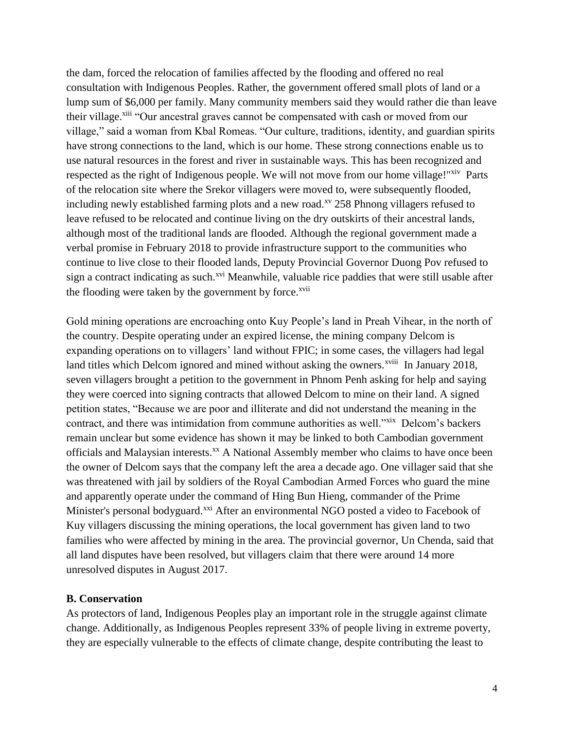the dam, forced the relocation of families affected by the flooding and offered no real consultation with Indigenous Peoples. Rather, the government offered small plots of land or a lump sum of $6,000 per family. Many community members said they would rather die than leave their village.[xiii] "Our ancestral graves cannot be compensated with cash or moved from our village," said a woman from Kbal Romeas. "Our culture, traditions, identity, and guardian spirits have strong connections to the land, which is our home. These strong connections enable us to use natural resources in the forest and river in sustainable ways. This has been recognized and respected as the right of Indigenous people. We will not move from our home village!"[xiv] Parts of the relocation site where the Srekor villagers were moved to, were subsequently flooded, including newly established farming plots and a new road.[xv] 258 Phnong villagers refused to leave refused to be relocated and continue living on the dry outskirts of their ancestral lands, although most of the traditional lands are flooded. Although the regional government made a verbal promise in February 2018 to provide infrastructure support to the communities who continue to live close to their flooded lands, Deputy Provincial Governor Duong Pov refused to sign a contract indicating as such.[xvi] Meanwhile, valuable rice paddies that were still usable after the flooding were taken by the government by force.[xvii]

Gold mining operations are encroaching onto Kuy People's land in Preah Vihear, in the north of the country. Despite operating under an expired license, the mining company Delcom is expanding operations on to villagers' land without FPIC; in some cases, the villagers had legal land titles which Delcom ignored and mined without asking the owners.[xviii] In January 2018, seven villagers brought a petition to the government in Phnom Penh asking for help and saying they were coerced into signing contracts that allowed Delcom to mine on their land. A signed petition states, "Because we are poor and illiterate and did not understand the meaning in the contract, and there was intimidation from commune authorities as well."[xix] Delcom's backers remain unclear but some evidence has shown it may be linked to both Cambodian government officials and Malaysian interests.[xx] A National Assembly member who claims to have once been the owner of Delcom says that the company left the area a decade ago. One villager said that she was threatened with jail by soldiers of the Royal Cambodian Armed Forces who guard the mine and apparently operate under the command of Hing Bun Hieng, commander of the Prime Minister's personal bodyguard.[xxi] After an environmental NGO posted a video to Facebook of Kuy villagers discussing the mining operations, the local government has given land to two families who were affected by mining in the area. The provincial governor, Un Chenda, said that all land disputes have been resolved, but villagers claim that there were around 14 more unresolved disputes in August 2017.

**B. Conservation**

As protectors of land, Indigenous Peoples play an important role in the struggle against climate change. Additionally, as Indigenous Peoples represent 33% of people living in extreme poverty, they are especially vulnerable to the effects of climate change, despite contributing the least to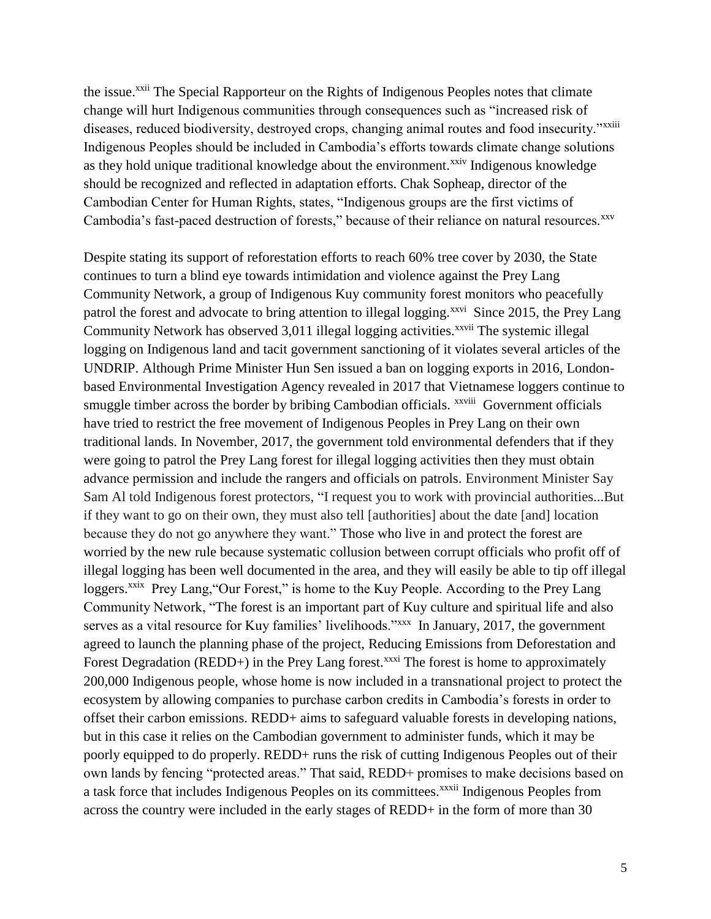the issue.[xxii] The Special Rapporteur on the Rights of Indigenous Peoples notes that climate change will hurt Indigenous communities through consequences such as "increased risk of diseases, reduced biodiversity, destroyed crops, changing animal routes and food insecurity."[xxiii] Indigenous Peoples should be included in Cambodia's efforts towards climate change solutions as they hold unique traditional knowledge about the environment.[xxiv] Indigenous knowledge should be recognized and reflected in adaptation efforts. Chak Sopheap, director of the Cambodian Center for Human Rights, states, "Indigenous groups are the first victims of Cambodia's fast-paced destruction of forests," because of their reliance on natural resources.[xxv]

Despite stating its support of reforestation efforts to reach 60% tree cover by 2030, the State continues to turn a blind eye towards intimidation and violence against the Prey Lang Community Network, a group of Indigenous Kuy community forest monitors who peacefully patrol the forest and advocate to bring attention to illegal logging.[xxvi] Since 2015, the Prey Lang Community Network has observed 3,011 illegal logging activities.[xxvii] The systemic illegal logging on Indigenous land and tacit government sanctioning of it violates several articles of the UNDRIP. Although Prime Minister Hun Sen issued a ban on logging exports in 2016, London-based Environmental Investigation Agency revealed in 2017 that Vietnamese loggers continue to smuggle timber across the border by bribing Cambodian officials. [xxviii] Government officials have tried to restrict the free movement of Indigenous Peoples in Prey Lang on their own traditional lands. In November, 2017, the government told environmental defenders that if they were going to patrol the Prey Lang forest for illegal logging activities then they must obtain advance permission and include the rangers and officials on patrols. Environment Minister Say Sam Al told Indigenous forest protectors, "I request you to work with provincial authorities...But if they want to go on their own, they must also tell [authorities] about the date [and] location because they do not go anywhere they want." Those who live in and protect the forest are worried by the new rule because systematic collusion between corrupt officials who profit off of illegal logging has been well documented in the area, and they will easily be able to tip off illegal loggers.[xxix] Prey Lang,"Our Forest," is home to the Kuy People. According to the Prey Lang Community Network, "The forest is an important part of Kuy culture and spiritual life and also serves as a vital resource for Kuy families' livelihoods."[xxx] In January, 2017, the government agreed to launch the planning phase of the project, Reducing Emissions from Deforestation and Forest Degradation (REDD+) in the Prey Lang forest.[xxxi] The forest is home to approximately 200,000 Indigenous people, whose home is now included in a transnational project to protect the ecosystem by allowing companies to purchase carbon credits in Cambodia's forests in order to offset their carbon emissions. REDD+ aims to safeguard valuable forests in developing nations, but in this case it relies on the Cambodian government to administer funds, which it may be poorly equipped to do properly. REDD+ runs the risk of cutting Indigenous Peoples out of their own lands by fencing "protected areas." That said, REDD+ promises to make decisions based on a task force that includes Indigenous Peoples on its committees.[xxxii] Indigenous Peoples from across the country were included in the early stages of REDD+ in the form of more than 30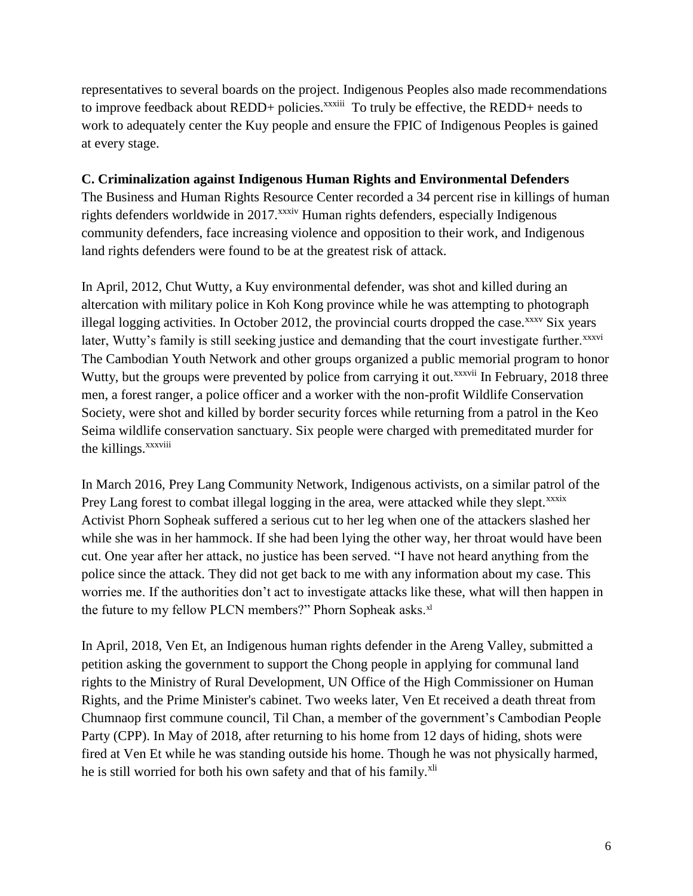representatives to several boards on the project. Indigenous Peoples also made recommendations to improve feedback about REDD+ policies.[xxxiii] To truly be effective, the REDD+ needs to work to adequately center the Kuy people and ensure the FPIC of Indigenous Peoples is gained at every stage.

**C. Criminalization against Indigenous Human Rights and Environmental Defenders**

The Business and Human Rights Resource Center recorded a 34 percent rise in killings of human rights defenders worldwide in 2017.[xxxiv] Human rights defenders, especially Indigenous community defenders, face increasing violence and opposition to their work, and Indigenous land rights defenders were found to be at the greatest risk of attack.

In April, 2012, Chut Wutty, a Kuy environmental defender, was shot and killed during an altercation with military police in Koh Kong province while he was attempting to photograph illegal logging activities. In October 2012, the provincial courts dropped the case.[xxxv] Six years later, Wutty's family is still seeking justice and demanding that the court investigate further.[xxxvi] The Cambodian Youth Network and other groups organized a public memorial program to honor Wutty, but the groups were prevented by police from carrying it out.[xxxvii] In February, 2018 three men, a forest ranger, a police officer and a worker with the non-profit Wildlife Conservation Society, were shot and killed by border security forces while returning from a patrol in the Keo Seima wildlife conservation sanctuary. Six people were charged with premeditated murder for the killings.[xxxviii]

In March 2016, Prey Lang Community Network, Indigenous activists, on a similar patrol of the Prey Lang forest to combat illegal logging in the area, were attacked while they slept.[xxxix] Activist Phorn Sopheak suffered a serious cut to her leg when one of the attackers slashed her while she was in her hammock. If she had been lying the other way, her throat would have been cut. One year after her attack, no justice has been served. "I have not heard anything from the police since the attack. They did not get back to me with any information about my case. This worries me. If the authorities don't act to investigate attacks like these, what will then happen in the future to my fellow PLCN members?" Phorn Sopheak asks.[xl]

In April, 2018, Ven Et, an Indigenous human rights defender in the Areng Valley, submitted a petition asking the government to support the Chong people in applying for communal land rights to the Ministry of Rural Development, UN Office of the High Commissioner on Human Rights, and the Prime Minister's cabinet. Two weeks later, Ven Et received a death threat from Chumnaop first commune council, Til Chan, a member of the government's Cambodian People Party (CPP). In May of 2018, after returning to his home from 12 days of hiding, shots were fired at Ven Et while he was standing outside his home. Though he was not physically harmed, he is still worried for both his own safety and that of his family.[xli]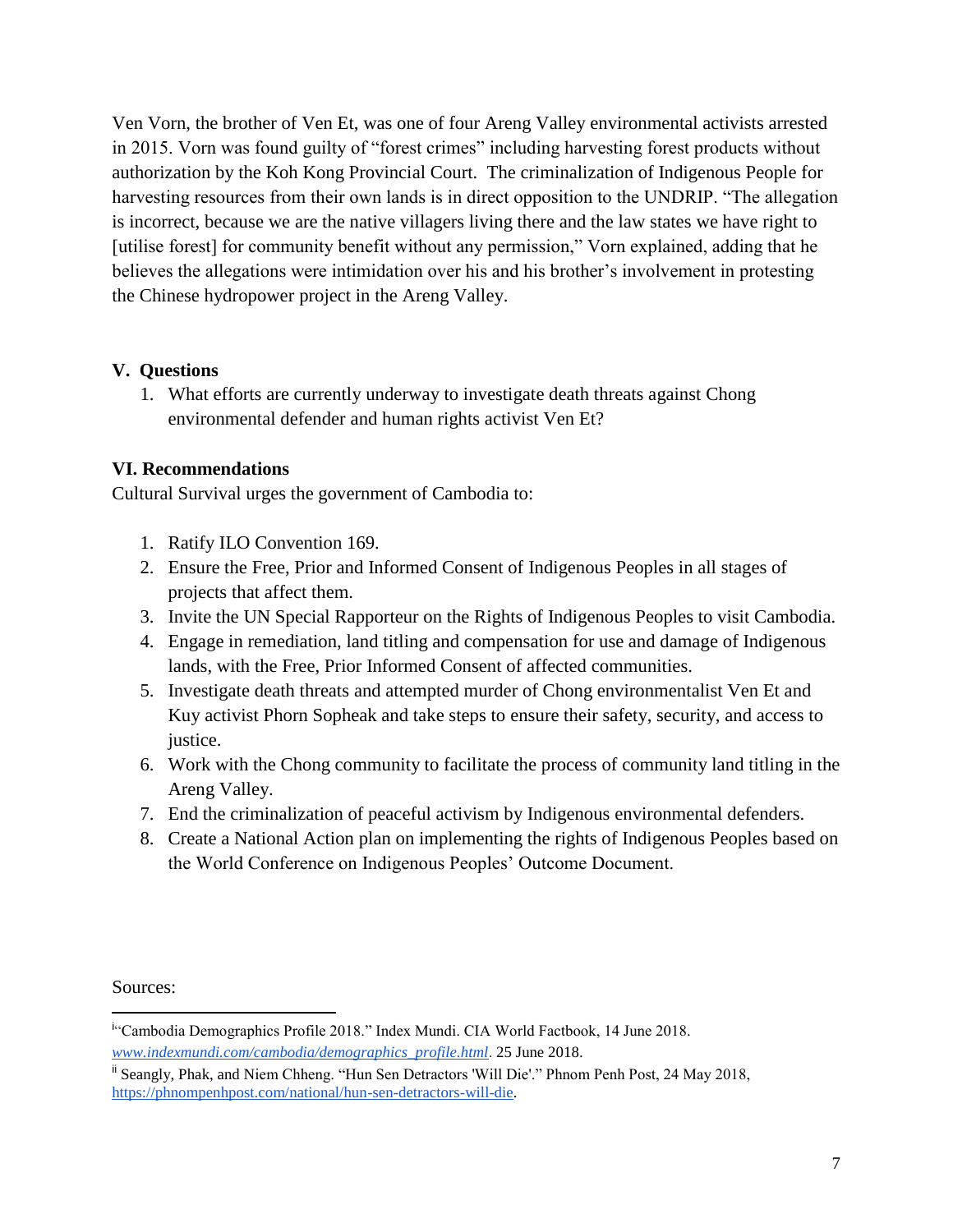Ven Vorn, the brother of Ven Et, was one of four Areng Valley environmental activists arrested in 2015. Vorn was found guilty of "forest crimes" including harvesting forest products without authorization by the Koh Kong Provincial Court. The criminalization of Indigenous People for harvesting resources from their own lands is in direct opposition to the UNDRIP. "The allegation is incorrect, because we are the native villagers living there and the law states we have right to [utilise forest] for community benefit without any permission," Vorn explained, adding that he believes the allegations were intimidation over his and his brother's involvement in protesting the Chinese hydropower project in the Areng Valley.

## V. Questions

1. What efforts are currently underway to investigate death threats against Chong environmental defender and human rights activist Ven Et?

## VI. Recommendations

Cultural Survival urges the government of Cambodia to:

1. Ratify ILO Convention 169.
2. Ensure the Free, Prior and Informed Consent of Indigenous Peoples in all stages of projects that affect them.
3. Invite the UN Special Rapporteur on the Rights of Indigenous Peoples to visit Cambodia.
4. Engage in remediation, land titling and compensation for use and damage of Indigenous lands, with the Free, Prior Informed Consent of affected communities.
5. Investigate death threats and attempted murder of Chong environmentalist Ven Et and Kuy activist Phorn Sopheak and take steps to ensure their safety, security, and access to justice.
6. Work with the Chong community to facilitate the process of community land titling in the Areng Valley.
7. End the criminalization of peaceful activism by Indigenous environmental defenders.
8. Create a National Action plan on implementing the rights of Indigenous Peoples based on the World Conference on Indigenous Peoples' Outcome Document.

Sources:

---

[i] "Cambodia Demographics Profile 2018." Index Mundi. CIA World Factbook, 14 June 2018. *www.indexmundi.com/cambodia/demographics_profile.html*. 25 June 2018.

[ii] Seangly, Phak, and Niem Chheng. "Hun Sen Detractors 'Will Die'." Phnom Penh Post, 24 May 2018, https://phnompenhpost.com/national/hun-sen-detractors-will-die.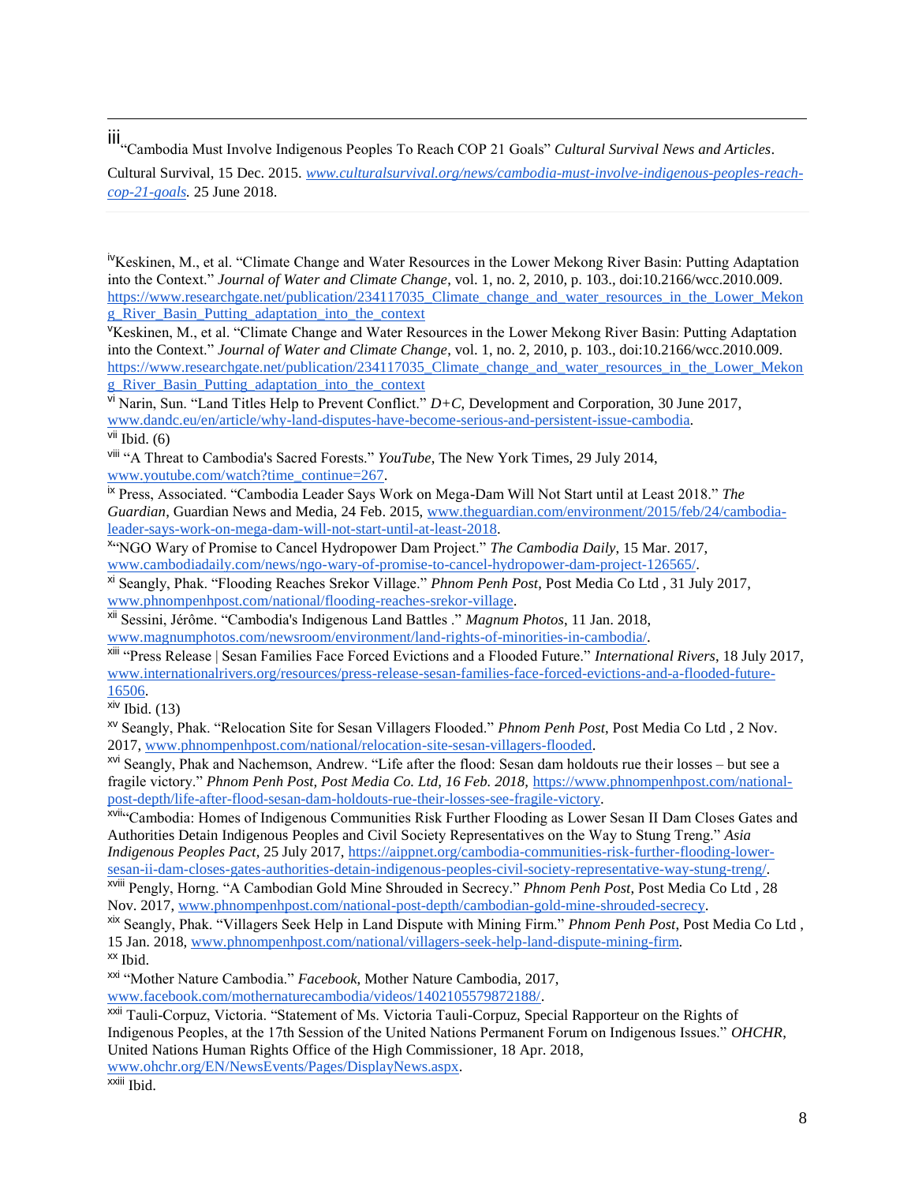---

[iii] "Cambodia Must Involve Indigenous Peoples To Reach COP 21 Goals" *Cultural Survival News and Articles*. Cultural Survival, 15 Dec. 2015. *www.culturalsurvival.org/news/cambodia-must-involve-indigenous-peoples-reach-cop-21-goals.* 25 June 2018.

[iv] Keskinen, M., et al. "Climate Change and Water Resources in the Lower Mekong River Basin: Putting Adaptation into the Context." *Journal of Water and Climate Change*, vol. 1, no. 2, 2010, p. 103., doi:10.2166/wcc.2010.009. https://www.researchgate.net/publication/234117035_Climate_change_and_water_resources_in_the_Lower_Mekong_River_Basin_Putting_adaptation_into_the_context

[v] Keskinen, M., et al. "Climate Change and Water Resources in the Lower Mekong River Basin: Putting Adaptation into the Context." *Journal of Water and Climate Change*, vol. 1, no. 2, 2010, p. 103., doi:10.2166/wcc.2010.009. https://www.researchgate.net/publication/234117035_Climate_change_and_water_resources_in_the_Lower_Mekong_River_Basin_Putting_adaptation_into_the_context

[vi] Narin, Sun. "Land Titles Help to Prevent Conflict." *D+C*, Development and Corporation, 30 June 2017, www.dandc.eu/en/article/why-land-disputes-have-become-serious-and-persistent-issue-cambodia.

[vii] Ibid. (6)

[viii] "A Threat to Cambodia's Sacred Forests." *YouTube*, The New York Times, 29 July 2014, www.youtube.com/watch?time_continue=267.

[ix] Press, Associated. "Cambodia Leader Says Work on Mega-Dam Will Not Start until at Least 2018." *The Guardian*, Guardian News and Media, 24 Feb. 2015, www.theguardian.com/environment/2015/feb/24/cambodia-leader-says-work-on-mega-dam-will-not-start-until-at-least-2018.

[x] "NGO Wary of Promise to Cancel Hydropower Dam Project." *The Cambodia Daily*, 15 Mar. 2017, www.cambodiadaily.com/news/ngo-wary-of-promise-to-cancel-hydropower-dam-project-126565/.

[xi] Seangly, Phak. "Flooding Reaches Srekor Village." *Phnom Penh Post*, Post Media Co Ltd , 31 July 2017, www.phnompenhpost.com/national/flooding-reaches-srekor-village.

[xii] Sessini, Jérôme. "Cambodia's Indigenous Land Battles ." *Magnum Photos*, 11 Jan. 2018, www.magnumphotos.com/newsroom/environment/land-rights-of-minorities-in-cambodia/.

[xiii] "Press Release | Sesan Families Face Forced Evictions and a Flooded Future." *International Rivers*, 18 July 2017, www.internationalrivers.org/resources/press-release-sesan-families-face-forced-evictions-and-a-flooded-future-16506.

[xiv] Ibid. (13)

[xv] Seangly, Phak. "Relocation Site for Sesan Villagers Flooded." *Phnom Penh Post*, Post Media Co Ltd , 2 Nov. 2017, www.phnompenhpost.com/national/relocation-site-sesan-villagers-flooded.

[xvi] Seangly, Phak and Nachemson, Andrew. "Life after the flood: Sesan dam holdouts rue their losses – but see a fragile victory." *Phnom Penh Post, Post Media Co. Ltd, 16 Feb. 2018,* https://www.phnompenhpost.com/national-post-depth/life-after-flood-sesan-dam-holdouts-rue-their-losses-see-fragile-victory.

[xvii] "Cambodia: Homes of Indigenous Communities Risk Further Flooding as Lower Sesan II Dam Closes Gates and Authorities Detain Indigenous Peoples and Civil Society Representatives on the Way to Stung Treng." *Asia Indigenous Peoples Pact*, 25 July 2017, https://aippnet.org/cambodia-communities-risk-further-flooding-lower-sesan-ii-dam-closes-gates-authorities-detain-indigenous-peoples-civil-society-representative-way-stung-treng/.

[xviii] Pengly, Horng. "A Cambodian Gold Mine Shrouded in Secrecy." *Phnom Penh Post*, Post Media Co Ltd , 28 Nov. 2017, www.phnompenhpost.com/national-post-depth/cambodian-gold-mine-shrouded-secrecy.

[xix] Seangly, Phak. "Villagers Seek Help in Land Dispute with Mining Firm." *Phnom Penh Post*, Post Media Co Ltd , 15 Jan. 2018, www.phnompenhpost.com/national/villagers-seek-help-land-dispute-mining-firm.

[xx] Ibid.

[xxi] "Mother Nature Cambodia." *Facebook*, Mother Nature Cambodia, 2017, www.facebook.com/mothernaturecambodia/videos/1402105579872188/.

[xxii] Tauli-Corpuz, Victoria. "Statement of Ms. Victoria Tauli-Corpuz, Special Rapporteur on the Rights of Indigenous Peoples, at the 17th Session of the United Nations Permanent Forum on Indigenous Issues." *OHCHR*, United Nations Human Rights Office of the High Commissioner, 18 Apr. 2018, www.ohchr.org/EN/NewsEvents/Pages/DisplayNews.aspx.

[xxiii] Ibid.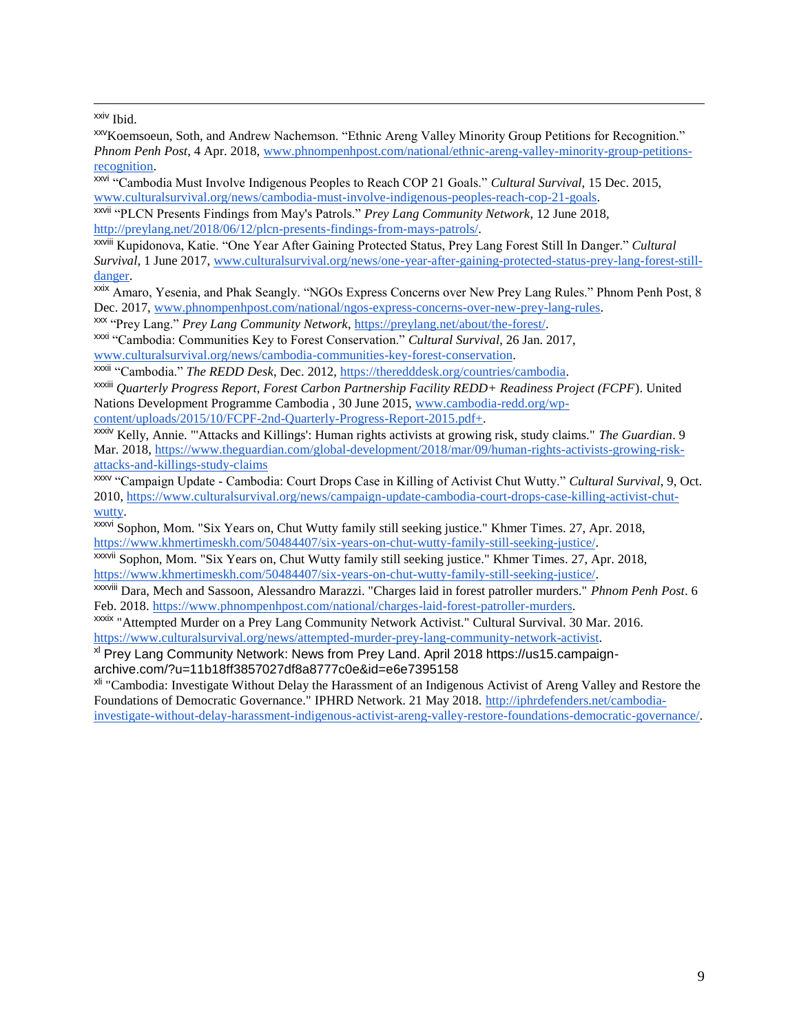[xxiv] Ibid.

[xxv] Koemsoeun, Soth, and Andrew Nachemson. "Ethnic Areng Valley Minority Group Petitions for Recognition." *Phnom Penh Post*, 4 Apr. 2018, www.phnompenhpost.com/national/ethnic-areng-valley-minority-group-petitions-recognition.

[xxvi] "Cambodia Must Involve Indigenous Peoples to Reach COP 21 Goals." *Cultural Survival*, 15 Dec. 2015, www.culturalsurvival.org/news/cambodia-must-involve-indigenous-peoples-reach-cop-21-goals.

[xxvii] "PLCN Presents Findings from May's Patrols." *Prey Lang Community Network*, 12 June 2018, http://preylang.net/2018/06/12/plcn-presents-findings-from-mays-patrols/.

[xxviii] Kupidonova, Katie. "One Year After Gaining Protected Status, Prey Lang Forest Still In Danger." *Cultural Survival*, 1 June 2017, www.culturalsurvival.org/news/one-year-after-gaining-protected-status-prey-lang-forest-still-danger.

[xxix] Amaro, Yesenia, and Phak Seangly. "NGOs Express Concerns over New Prey Lang Rules." Phnom Penh Post, 8 Dec. 2017, www.phnompenhpost.com/national/ngos-express-concerns-over-new-prey-lang-rules.

[xxx] "Prey Lang." *Prey Lang Community Network*, https://preylang.net/about/the-forest/.

[xxxi] "Cambodia: Communities Key to Forest Conservation." *Cultural Survival*, 26 Jan. 2017, www.culturalsurvival.org/news/cambodia-communities-key-forest-conservation.

[xxxii] "Cambodia." *The REDD Desk*, Dec. 2012, https://theredddesk.org/countries/cambodia.

[xxxiii] *Quarterly Progress Report, Forest Carbon Partnership Facility REDD+ Readiness Project (FCPF*). United Nations Development Programme Cambodia , 30 June 2015, www.cambodia-redd.org/wp-content/uploads/2015/10/FCPF-2nd-Quarterly-Progress-Report-2015.pdf+.

[xxxiv] Kelly, Annie. "'Attacks and Killings': Human rights activists at growing risk, study claims." *The Guardian*. 9 Mar. 2018, https://www.theguardian.com/global-development/2018/mar/09/human-rights-activists-growing-risk-attacks-and-killings-study-claims

[xxxv] "Campaign Update - Cambodia: Court Drops Case in Killing of Activist Chut Wutty." *Cultural Survival*, 9, Oct. 2010, https://www.culturalsurvival.org/news/campaign-update-cambodia-court-drops-case-killing-activist-chut-wutty.

[xxxvi] Sophon, Mom. "Six Years on, Chut Wutty family still seeking justice." Khmer Times. 27, Apr. 2018, https://www.khmertimeskh.com/50484407/six-years-on-chut-wutty-family-still-seeking-justice/.

[xxxvii] Sophon, Mom. "Six Years on, Chut Wutty family still seeking justice." Khmer Times. 27, Apr. 2018, https://www.khmertimeskh.com/50484407/six-years-on-chut-wutty-family-still-seeking-justice/.

[xxxviii] Dara, Mech and Sassoon, Alessandro Marazzi. "Charges laid in forest patroller murders." *Phnom Penh Post*. 6 Feb. 2018. https://www.phnompenhpost.com/national/charges-laid-forest-patroller-murders.

[xxxix] "Attempted Murder on a Prey Lang Community Network Activist." Cultural Survival. 30 Mar. 2016. https://www.culturalsurvival.org/news/attempted-murder-prey-lang-community-network-activist.

[xl] Prey Lang Community Network: News from Prey Land. April 2018 https://us15.campaign-archive.com/?u=11b18ff3857027df8a8777c0e&id=e6e7395158

[xli] "Cambodia: Investigate Without Delay the Harassment of an Indigenous Activist of Areng Valley and Restore the Foundations of Democratic Governance." IPHRD Network. 21 May 2018. http://iphrdefenders.net/cambodia-investigate-without-delay-harassment-indigenous-activist-areng-valley-restore-foundations-democratic-governance/.